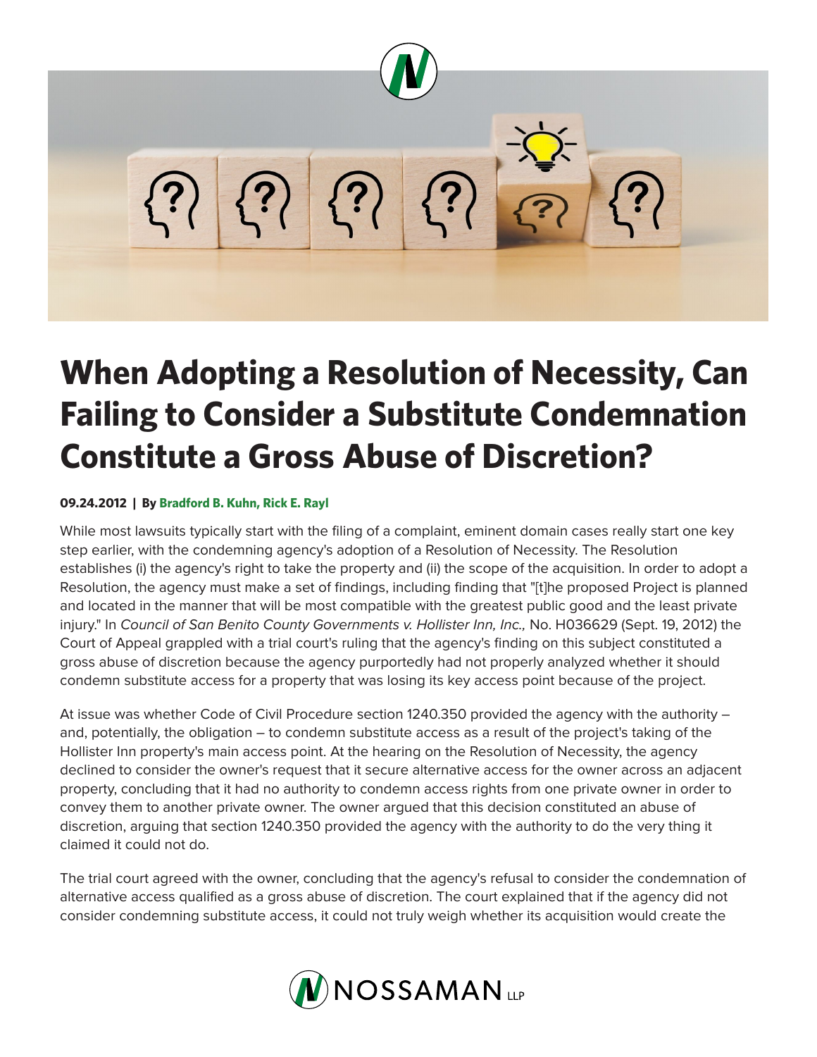# When Adopting a Resolution of Necessity, Can Failing to Consider a Substitute Condemnation Constitute a Gross Abuse of Discretion?

**09.24.2012 | By Bradford B. Kuhn, Rick E. Rayl**

While most lawsuits typically start with the filing of a complaint, eminent domain cases really start one key step earlier, with the condemning agency's adoption of a Resolution of Necessity. The Resolution establishes (i) the agency's right to take the property and (ii) the scope of the acquisition. In order to adopt a Resolution, the agency must make a set of findings, including finding that "[t]he proposed Project is planned and located in the manner that will be most compatible with the greatest public good and the least private injury." In *Council of San Benito County Governments v. Hollister Inn, Inc.,* No. H036629 (Sept. 19, 2012) the Court of Appeal grappled with a trial court's ruling that the agency's finding on this subject constituted a gross abuse of discretion because the agency purportedly had not properly analyzed whether it should condemn substitute access for a property that was losing its key access point because of the project.

At issue was whether Code of Civil Procedure section 1240.350 provided the agency with the authority – and, potentially, the obligation – to condemn substitute access as a result of the project's taking of the Hollister Inn property's main access point. At the hearing on the Resolution of Necessity, the agency declined to consider the owner's request that it secure alternative access for the owner across an adjacent property, concluding that it had no authority to condemn access rights from one private owner in order to convey them to another private owner. The owner argued that this decision constituted an abuse of discretion, arguing that section 1240.350 provided the agency with the authority to do the very thing it claimed it could not do.

The trial court agreed with the owner, concluding that the agency's refusal to consider the condemnation of alternative access qualified as a gross abuse of discretion. The court explained that if the agency did not consider condemning substitute access, it could not truly weigh whether its acquisition would create the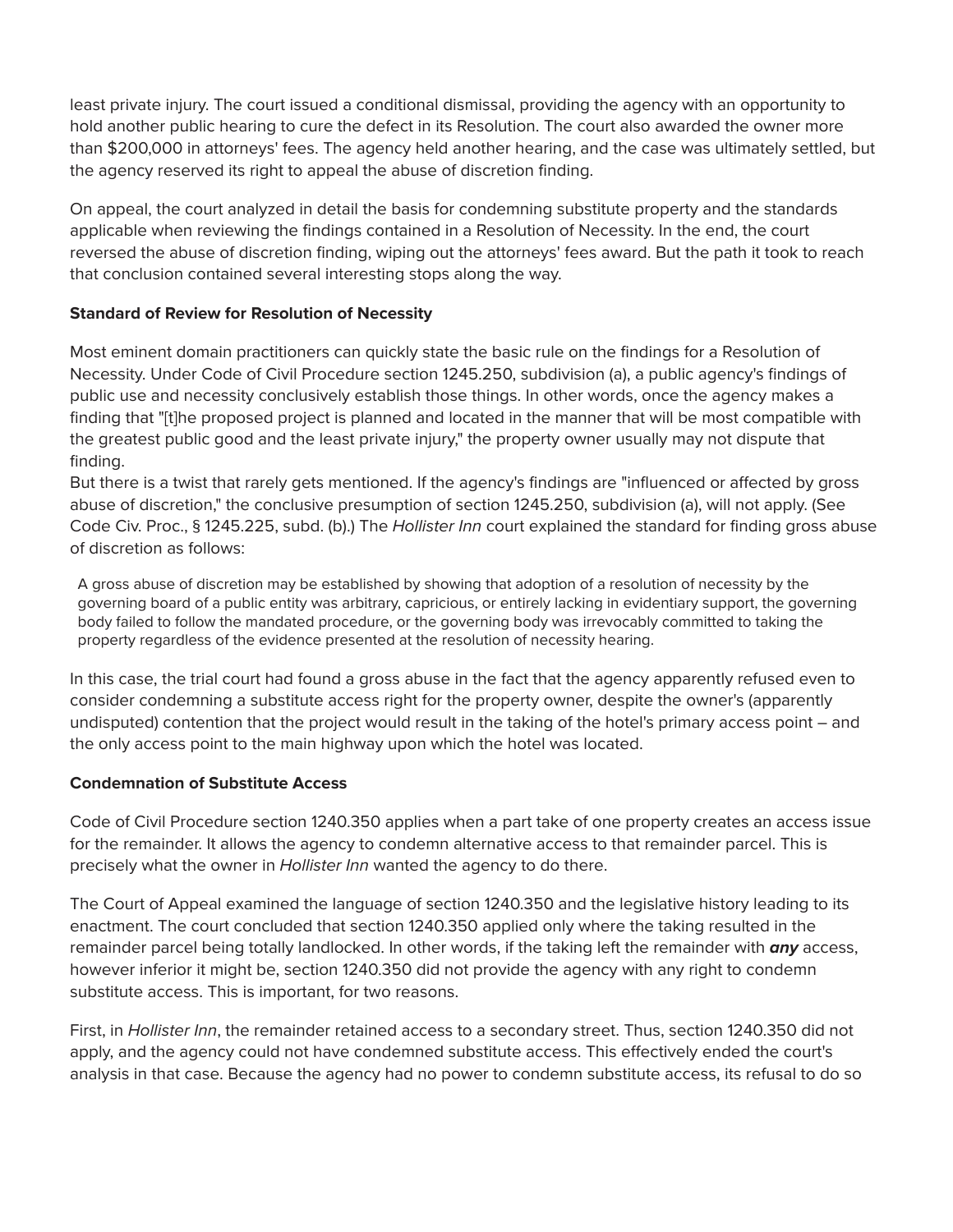least private injury. The court issued a conditional dismissal, providing the agency with an opportunity to hold another public hearing to cure the defect in its Resolution. The court also awarded the owner more than $200,000 in attorneys' fees. The agency held another hearing, and the case was ultimately settled, but the agency reserved its right to appeal the abuse of discretion finding.

On appeal, the court analyzed in detail the basis for condemning substitute property and the standards applicable when reviewing the findings contained in a Resolution of Necessity. In the end, the court reversed the abuse of discretion finding, wiping out the attorneys' fees award. But the path it took to reach that conclusion contained several interesting stops along the way.

**Standard of Review for Resolution of Necessity**

Most eminent domain practitioners can quickly state the basic rule on the findings for a Resolution of Necessity. Under Code of Civil Procedure section 1245.250, subdivision (a), a public agency's findings of public use and necessity conclusively establish those things. In other words, once the agency makes a finding that "[t]he proposed project is planned and located in the manner that will be most compatible with the greatest public good and the least private injury," the property owner usually may not dispute that finding.

But there is a twist that rarely gets mentioned. If the agency's findings are "influenced or affected by gross abuse of discretion," the conclusive presumption of section 1245.250, subdivision (a), will not apply. (See Code Civ. Proc., § 1245.225, subd. (b).) The *Hollister Inn* court explained the standard for finding gross abuse of discretion as follows:

> A gross abuse of discretion may be established by showing that adoption of a resolution of necessity by the governing board of a public entity was arbitrary, capricious, or entirely lacking in evidentiary support, the governing body failed to follow the mandated procedure, or the governing body was irrevocably committed to taking the property regardless of the evidence presented at the resolution of necessity hearing.

In this case, the trial court had found a gross abuse in the fact that the agency apparently refused even to consider condemning a substitute access right for the property owner, despite the owner's (apparently undisputed) contention that the project would result in the taking of the hotel's primary access point – and the only access point to the main highway upon which the hotel was located.

**Condemnation of Substitute Access**

Code of Civil Procedure section 1240.350 applies when a part take of one property creates an access issue for the remainder. It allows the agency to condemn alternative access to that remainder parcel. This is precisely what the owner in *Hollister Inn* wanted the agency to do there.

The Court of Appeal examined the language of section 1240.350 and the legislative history leading to its enactment. The court concluded that section 1240.350 applied only where the taking resulted in the remainder parcel being totally landlocked. In other words, if the taking left the remainder with ***any*** access, however inferior it might be, section 1240.350 did not provide the agency with any right to condemn substitute access. This is important, for two reasons.

First, in *Hollister Inn*, the remainder retained access to a secondary street. Thus, section 1240.350 did not apply, and the agency could not have condemned substitute access. This effectively ended the court's analysis in that case. Because the agency had no power to condemn substitute access, its refusal to do so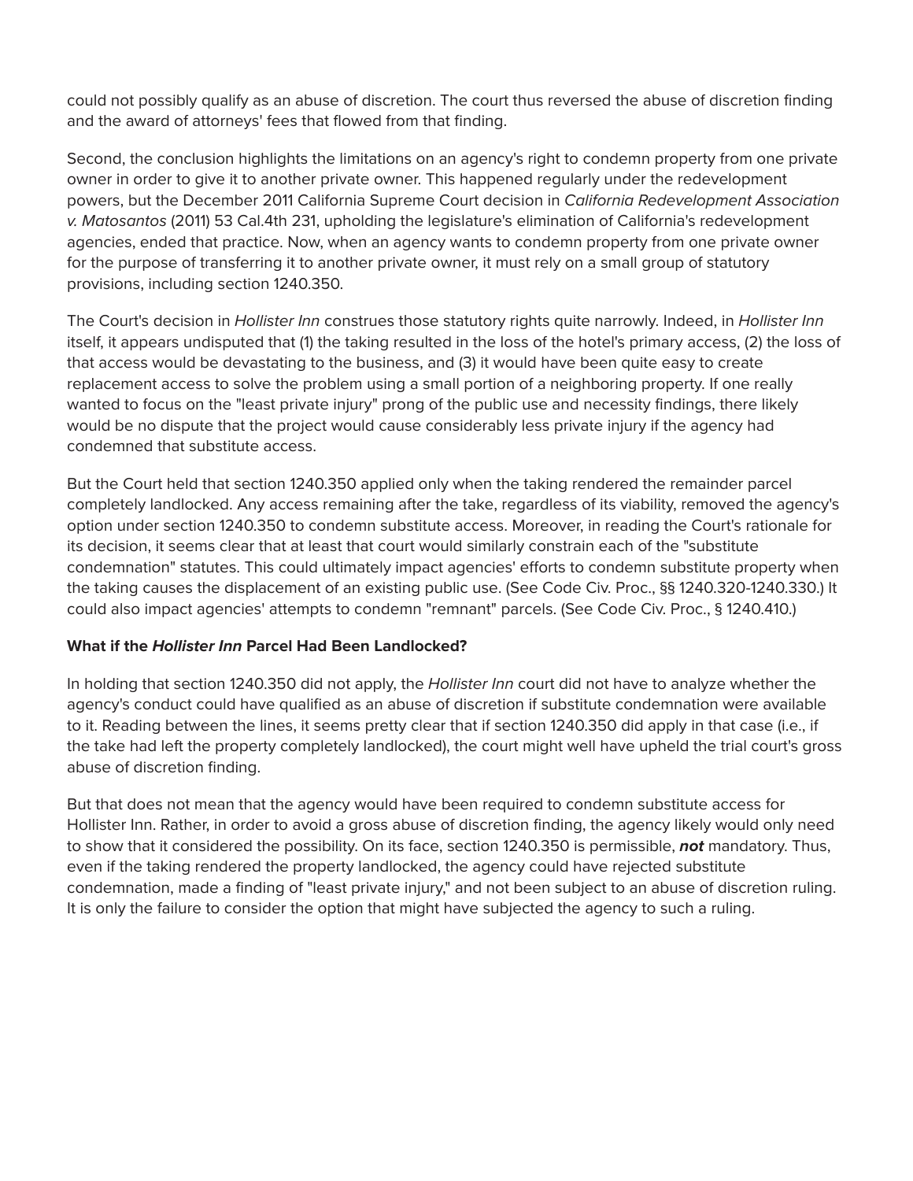could not possibly qualify as an abuse of discretion. The court thus reversed the abuse of discretion finding and the award of attorneys' fees that flowed from that finding.

Second, the conclusion highlights the limitations on an agency's right to condemn property from one private owner in order to give it to another private owner. This happened regularly under the redevelopment powers, but the December 2011 California Supreme Court decision in *California Redevelopment Association v. Matosantos* (2011) 53 Cal.4th 231, upholding the legislature's elimination of California's redevelopment agencies, ended that practice. Now, when an agency wants to condemn property from one private owner for the purpose of transferring it to another private owner, it must rely on a small group of statutory provisions, including section 1240.350.

The Court's decision in *Hollister Inn* construes those statutory rights quite narrowly. Indeed, in *Hollister Inn* itself, it appears undisputed that (1) the taking resulted in the loss of the hotel's primary access, (2) the loss of that access would be devastating to the business, and (3) it would have been quite easy to create replacement access to solve the problem using a small portion of a neighboring property. If one really wanted to focus on the "least private injury" prong of the public use and necessity findings, there likely would be no dispute that the project would cause considerably less private injury if the agency had condemned that substitute access.

But the Court held that section 1240.350 applied only when the taking rendered the remainder parcel completely landlocked. Any access remaining after the take, regardless of its viability, removed the agency's option under section 1240.350 to condemn substitute access. Moreover, in reading the Court's rationale for its decision, it seems clear that at least that court would similarly constrain each of the "substitute condemnation" statutes. This could ultimately impact agencies' efforts to condemn substitute property when the taking causes the displacement of an existing public use. (See Code Civ. Proc., §§ 1240.320-1240.330.) It could also impact agencies' attempts to condemn "remnant" parcels. (See Code Civ. Proc., § 1240.410.)

**What if the *Hollister Inn* Parcel Had Been Landlocked?**

In holding that section 1240.350 did not apply, the *Hollister Inn* court did not have to analyze whether the agency's conduct could have qualified as an abuse of discretion if substitute condemnation were available to it. Reading between the lines, it seems pretty clear that if section 1240.350 did apply in that case (i.e., if the take had left the property completely landlocked), the court might well have upheld the trial court's gross abuse of discretion finding.

But that does not mean that the agency would have been required to condemn substitute access for Hollister Inn. Rather, in order to avoid a gross abuse of discretion finding, the agency likely would only need to show that it considered the possibility. On its face, section 1240.350 is permissible, ***not*** mandatory. Thus, even if the taking rendered the property landlocked, the agency could have rejected substitute condemnation, made a finding of "least private injury," and not been subject to an abuse of discretion ruling. It is only the failure to consider the option that might have subjected the agency to such a ruling.